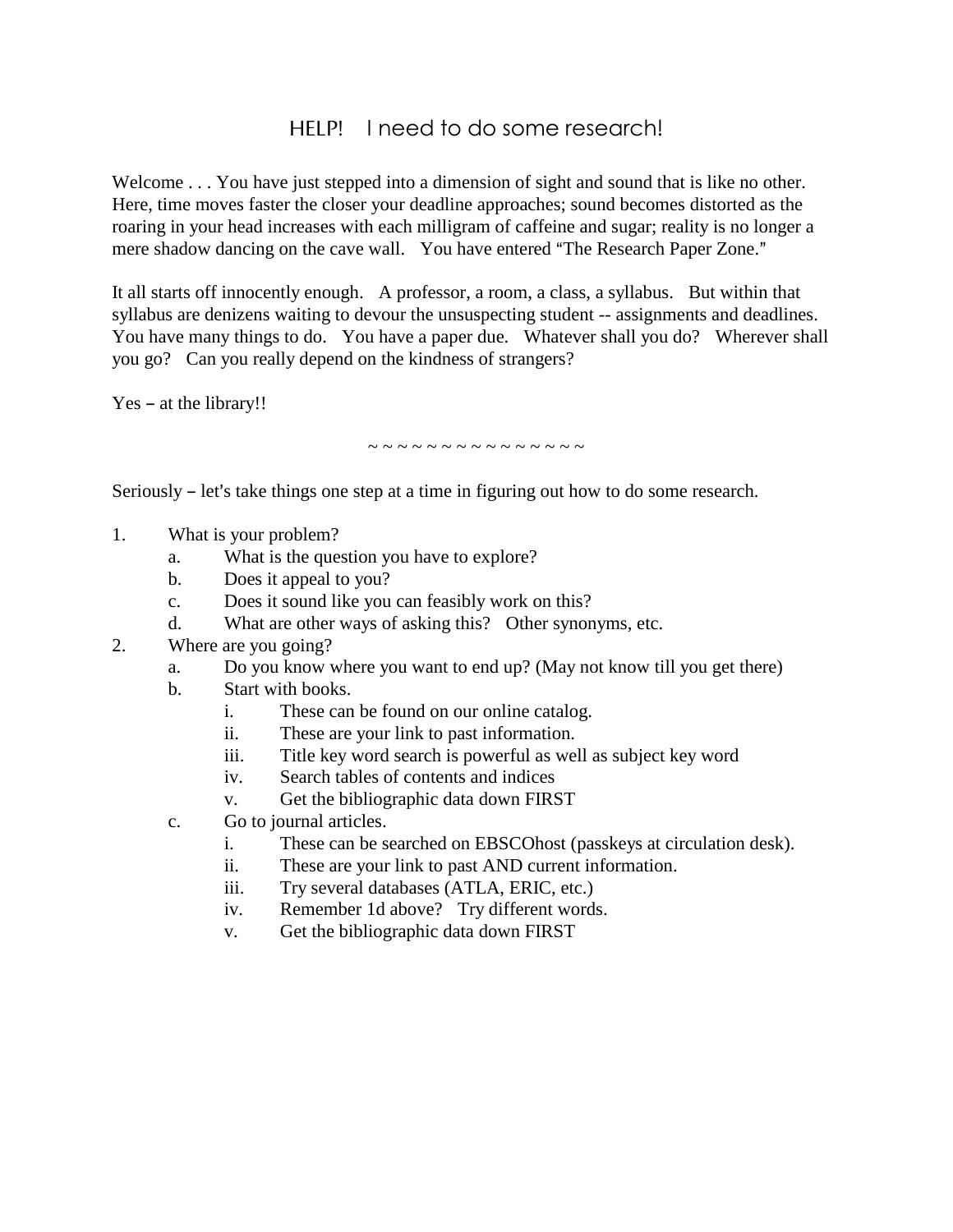# HELP! I need to do some research!

Welcome . . . You have just stepped into a dimension of sight and sound that is like no other. Here, time moves faster the closer your deadline approaches; sound becomes distorted as the roaring in your head increases with each milligram of caffeine and sugar; reality is no longer a mere shadow dancing on the cave wall. You have entered "The Research Paper Zone."

It all starts off innocently enough. A professor, a room, a class, a syllabus. But within that syllabus are denizens waiting to devour the unsuspecting student -- assignments and deadlines. You have many things to do. You have a paper due. Whatever shall you do? Wherever shall you go? Can you really depend on the kindness of strangers?

Yes – at the library!!

~ ~ ~ ~ ~ ~ ~ ~ ~ ~ ~ ~ ~ ~ ~ ~

Seriously – let's take things one step at a time in figuring out how to do some research.

1. What is your problem?
   a. What is the question you have to explore?
   b. Does it appeal to you?
   c. Does it sound like you can feasibly work on this?
   d. What are other ways of asking this? Other synonyms, etc.
2. Where are you going?
   a. Do you know where you want to end up? (May not know till you get there)
   b. Start with books.
      i. These can be found on our online catalog.
      ii. These are your link to past information.
      iii. Title key word search is powerful as well as subject key word
      iv. Search tables of contents and indices
      v. Get the bibliographic data down FIRST
   c. Go to journal articles.
      i. These can be searched on EBSCOhost (passkeys at circulation desk).
      ii. These are your link to past AND current information.
      iii. Try several databases (ATLA, ERIC, etc.)
      iv. Remember 1d above? Try different words.
      v. Get the bibliographic data down FIRST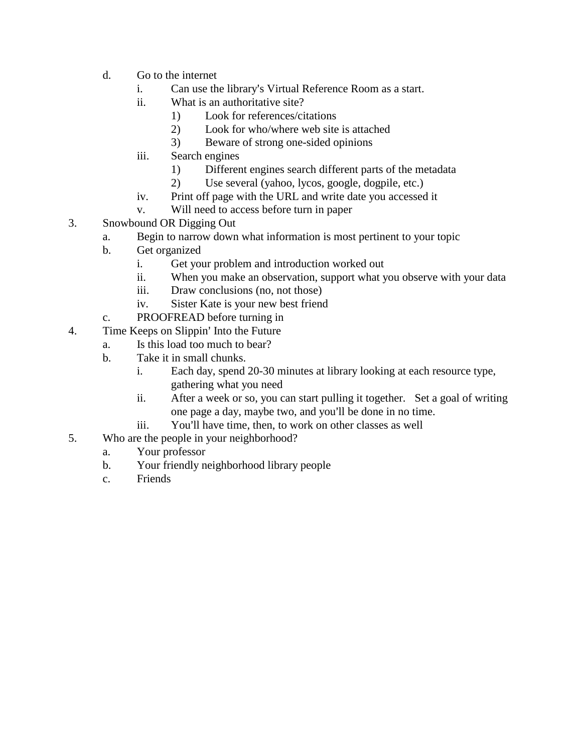d. Go to the internet
      i. Can use the library's Virtual Reference Room as a start.
      ii. What is an authoritative site?
         1) Look for references/citations
         2) Look for who/where web site is attached
         3) Beware of strong one-sided opinions
      iii. Search engines
         1) Different engines search different parts of the metadata
         2) Use several (yahoo, lycos, google, dogpile, etc.)
      iv. Print off page with the URL and write date you accessed it
      v. Will need to access before turn in paper

3. Snowbound OR Digging Out
   a. Begin to narrow down what information is most pertinent to your topic
   b. Get organized
      i. Get your problem and introduction worked out
      ii. When you make an observation, support what you observe with your data
      iii. Draw conclusions (no, not those)
      iv. Sister Kate is your new best friend
   c. PROOFREAD before turning in

4. Time Keeps on Slippin' Into the Future
   a. Is this load too much to bear?
   b. Take it in small chunks.
      i. Each day, spend 20-30 minutes at library looking at each resource type, gathering what you need
      ii. After a week or so, you can start pulling it together. Set a goal of writing one page a day, maybe two, and you'll be done in no time.
      iii. You'll have time, then, to work on other classes as well

5. Who are the people in your neighborhood?
   a. Your professor
   b. Your friendly neighborhood library people
   c. Friends